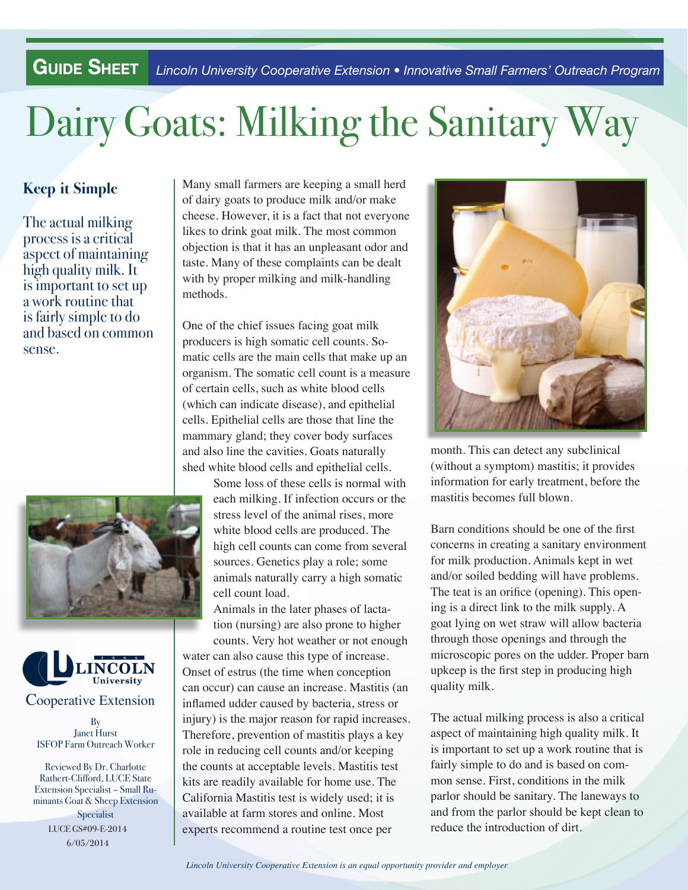**Guide Sheet** *Lincoln University Cooperative Extension • Innovative Small Farmers' Outreach Program*

# Dairy Goats: Milking the Sanitary Way

### Keep it Simple

The actual milking process is a critical aspect of maintaining high quality milk. It is important to set up a work routine that is fairly simple to do and based on common sense.

Lincoln University Cooperative Extension

By
Janet Hurst
ISFOP Farm Outreach Worker

Reviewed By Dr. Charlotte Rathert-Clifford, LUCE State Extension Specialist – Small Ruminants Goat & Sheep Extension Specialist
LUCE GS#09-E-2014
6/05/2014

Many small farmers are keeping a small herd of dairy goats to produce milk and/or make cheese. However, it is a fact that not everyone likes to drink goat milk. The most common objection is that it has an unpleasant odor and taste. Many of these complaints can be dealt with by proper milking and milk-handling methods.

One of the chief issues facing goat milk producers is high somatic cell counts. Somatic cells are the main cells that make up an organism. The somatic cell count is a measure of certain cells, such as white blood cells (which can indicate disease), and epithelial cells. Epithelial cells are those that line the mammary gland; they cover body surfaces and also line the cavities. Goats naturally shed white blood cells and epithelial cells. Some loss of these cells is normal with each milking. If infection occurs or the stress level of the animal rises, more white blood cells are produced. The high cell counts can come from several sources. Genetics play a role; some animals naturally carry a high somatic cell count load.

Animals in the later phases of lactation (nursing) are also prone to higher counts. Very hot weather or not enough water can also cause this type of increase. Onset of estrus (the time when conception can occur) can cause an increase. Mastitis (an inflamed udder caused by bacteria, stress or injury) is the major reason for rapid increases. Therefore, prevention of mastitis plays a key role in reducing cell counts and/or keeping the counts at acceptable levels. Mastitis test kits are readily available for home use. The California Mastitis test is widely used; it is available at farm stores and online. Most experts recommend a routine test once per month. This can detect any subclinical (without a symptom) mastitis; it provides information for early treatment, before the mastitis becomes full blown.

Barn conditions should be one of the first concerns in creating a sanitary environment for milk production. Animals kept in wet and/or soiled bedding will have problems. The teat is an orifice (opening). This opening is a direct link to the milk supply. A goat lying on wet straw will allow bacteria through those openings and through the microscopic pores on the udder. Proper barn upkeep is the first step in producing high quality milk.

The actual milking process is also a critical aspect of maintaining high quality milk. It is important to set up a work routine that is fairly simple to do and is based on common sense. First, conditions in the milk parlor should be sanitary. The laneways to and from the parlor should be kept clean to reduce the introduction of dirt.

*Lincoln University Cooperative Extension is an equal opportunity provider and employer*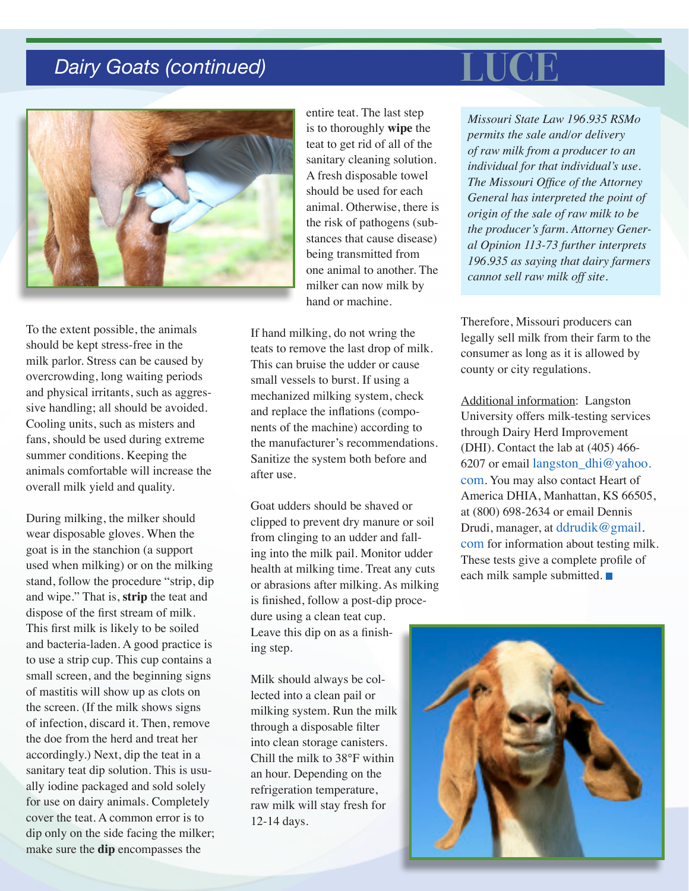## Dairy Goats (continued)

To the extent possible, the animals should be kept stress-free in the milk parlor. Stress can be caused by overcrowding, long waiting periods and physical irritants, such as aggressive handling; all should be avoided. Cooling units, such as misters and fans, should be used during extreme summer conditions. Keeping the animals comfortable will increase the overall milk yield and quality.

During milking, the milker should wear disposable gloves. When the goat is in the stanchion (a support used when milking) or on the milking stand, follow the procedure "strip, dip and wipe." That is, **strip** the teat and dispose of the first stream of milk. This first milk is likely to be soiled and bacteria-laden. A good practice is to use a strip cup. This cup contains a small screen, and the beginning signs of mastitis will show up as clots on the screen. (If the milk shows signs of infection, discard it. Then, remove the doe from the herd and treat her accordingly.) Next, dip the teat in a sanitary teat dip solution. This is usually iodine packaged and sold solely for use on dairy animals. Completely cover the teat. A common error is to dip only on the side facing the milker; make sure the **dip** encompasses the entire teat. The last step is to thoroughly **wipe** the teat to get rid of all of the sanitary cleaning solution. A fresh disposable towel should be used for each animal. Otherwise, there is the risk of pathogens (substances that cause disease) being transmitted from one animal to another. The milker can now milk by hand or machine.

If hand milking, do not wring the teats to remove the last drop of milk. This can bruise the udder or cause small vessels to burst. If using a mechanized milking system, check and replace the inflations (components of the machine) according to the manufacturer's recommendations. Sanitize the system both before and after use.

Goat udders should be shaved or clipped to prevent dry manure or soil from clinging to an udder and falling into the milk pail. Monitor udder health at milking time. Treat any cuts or abrasions after milking. As milking is finished, follow a post-dip procedure using a clean teat cup. Leave this dip on as a finishing step.

Milk should always be collected into a clean pail or milking system. Run the milk through a disposable filter into clean storage canisters. Chill the milk to 38°F within an hour. Depending on the refrigeration temperature, raw milk will stay fresh for 12-14 days.

*Missouri State Law 196.935 RSMo permits the sale and/or delivery of raw milk from a producer to an individual for that individual's use. The Missouri Office of the Attorney General has interpreted the point of origin of the sale of raw milk to be the producer's farm. Attorney General Opinion 113-73 further interprets 196.935 as saying that dairy farmers cannot sell raw milk off site.*

Therefore, Missouri producers can legally sell milk from their farm to the consumer as long as it is allowed by county or city regulations.

Additional information: Langston University offers milk-testing services through Dairy Herd Improvement (DHI). Contact the lab at (405) 466-6207 or email langston_dhi@yahoo.com. You may also contact Heart of America DHIA, Manhattan, KS 66505, at (800) 698-2634 or email Dennis Drudi, manager, at ddrudik@gmail.com for information about testing milk. These tests give a complete profile of each milk sample submitted.